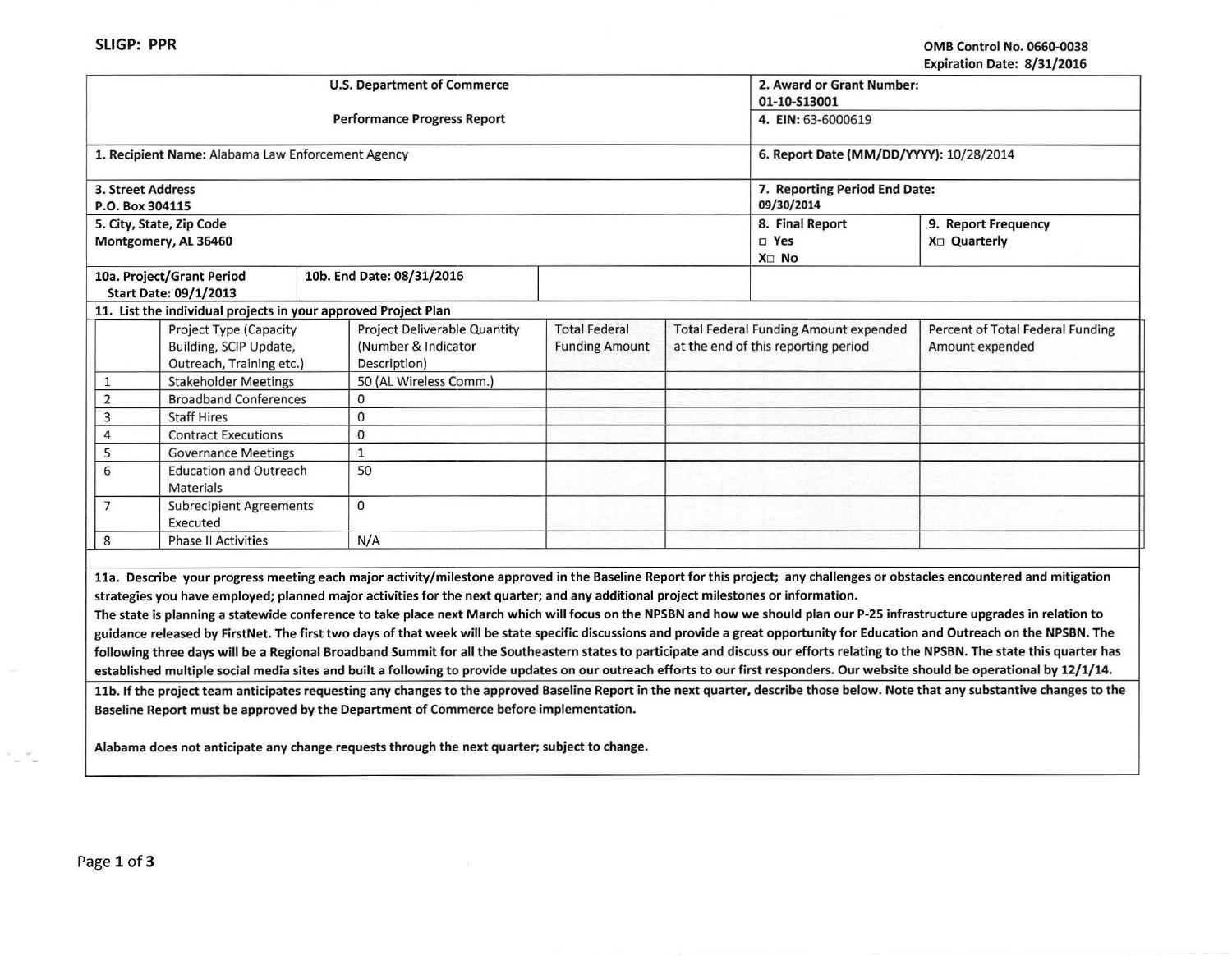**SLIGP: PPR**

**OMB Control No. 0660-0038**
**Expiration Date: 8/31/2016**

| U.S. Department of Commerce<br>Performance Progress Report | | 2. Award or Grant Number: 01-10-S13001<br>4. EIN: 63-6000619 | |
|---|---|---|---|
| 1. Recipient Name: Alabama Law Enforcement Agency | | 6. Report Date (MM/DD/YYYY): 10/28/2014 | |
| 3. Street Address<br>P.O. Box 304115 | | 7. Reporting Period End Date: 09/30/2014 | |
| 5. City, State, Zip Code<br>Montgomery, AL 36460 | | 8. Final Report<br>□ Yes<br>X□ No | 9. Report Frequency<br>X□ Quarterly |
| 10a. Project/Grant Period Start Date: 09/1/2013 | 10b. End Date: 08/31/2016 | | |

**11. List the individual projects in your approved Project Plan**

| | Project Type (Capacity Building, SCIP Update, Outreach, Training etc.) | Project Deliverable Quantity (Number & Indicator Description) | Total Federal Funding Amount | Total Federal Funding Amount expended at the end of this reporting period | Percent of Total Federal Funding Amount expended |
|---|---|---|---|---|---|
| 1 | Stakeholder Meetings | 50 (AL Wireless Comm.) | | | |
| 2 | Broadband Conferences | 0 | | | |
| 3 | Staff Hires | 0 | | | |
| 4 | Contract Executions | 0 | | | |
| 5 | Governance Meetings | 1 | | | |
| 6 | Education and Outreach Materials | 50 | | | |
| 7 | Subrecipient Agreements Executed | 0 | | | |
| 8 | Phase II Activities | N/A | | | |

**11a. Describe your progress meeting each major activity/milestone approved in the Baseline Report for this project; any challenges or obstacles encountered and mitigation strategies you have employed; planned major activities for the next quarter; and any additional project milestones or information.**

**The state is planning a statewide conference to take place next March which will focus on the NPSBN and how we should plan our P-25 infrastructure upgrades in relation to guidance released by FirstNet. The first two days of that week will be state specific discussions and provide a great opportunity for Education and Outreach on the NPSBN. The following three days will be a Regional Broadband Summit for all the Southeastern states to participate and discuss our efforts relating to the NPSBN. The state this quarter has established multiple social media sites and built a following to provide updates on our outreach efforts to our first responders. Our website should be operational by 12/1/14.**

**11b. If the project team anticipates requesting any changes to the approved Baseline Report in the next quarter, describe those below. Note that any substantive changes to the Baseline Report must be approved by the Department of Commerce before implementation.**

**Alabama does not anticipate any change requests through the next quarter; subject to change.**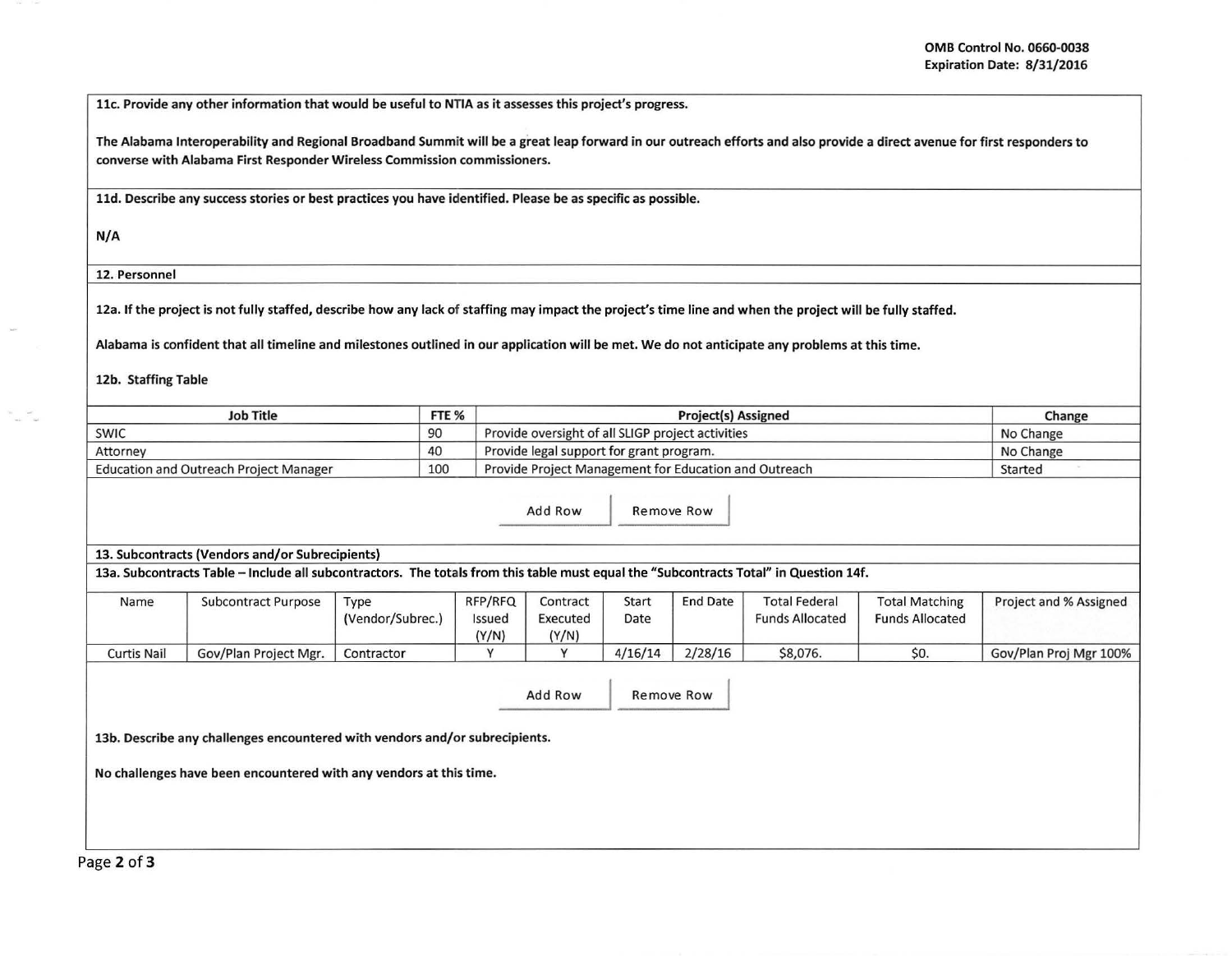OMB Control No. 0660-0038
Expiration Date: 8/31/2016

**11c. Provide any other information that would be useful to NTIA as it assesses this project's progress.**

**The Alabama Interoperability and Regional Broadband Summit will be a great leap forward in our outreach efforts and also provide a direct avenue for first responders to converse with Alabama First Responder Wireless Commission commissioners.**

**11d. Describe any success stories or best practices you have identified. Please be as specific as possible.**

**N/A**

**12. Personnel**

**12a. If the project is not fully staffed, describe how any lack of staffing may impact the project's time line and when the project will be fully staffed.**

**Alabama is confident that all timeline and milestones outlined in our application will be met. We do not anticipate any problems at this time.**

**12b. Staffing Table**

| Job Title | FTE % | Project(s) Assigned | Change |
|---|---|---|---|
| SWIC | 90 | Provide oversight of all SLIGP project activities | No Change |
| Attorney | 40 | Provide legal support for grant program. | No Change |
| Education and Outreach Project Manager | 100 | Provide Project Management for Education and Outreach | Started |

Add Row | Remove Row

**13. Subcontracts (Vendors and/or Subrecipients)**

**13a. Subcontracts Table – Include all subcontractors. The totals from this table must equal the "Subcontracts Total" in Question 14f.**

| Name | Subcontract Purpose | Type (Vendor/Subrec.) | RFP/RFQ Issued (Y/N) | Contract Executed (Y/N) | Start Date | End Date | Total Federal Funds Allocated | Total Matching Funds Allocated | Project and % Assigned |
|---|---|---|---|---|---|---|---|---|---|
| Curtis Nail | Gov/Plan Project Mgr. | Contractor | Y | Y | 4/16/14 | 2/28/16 | $8,076. | $0. | Gov/Plan Proj Mgr 100% |

Add Row | Remove Row

**13b. Describe any challenges encountered with vendors and/or subrecipients.**

**No challenges have been encountered with any vendors at this time.**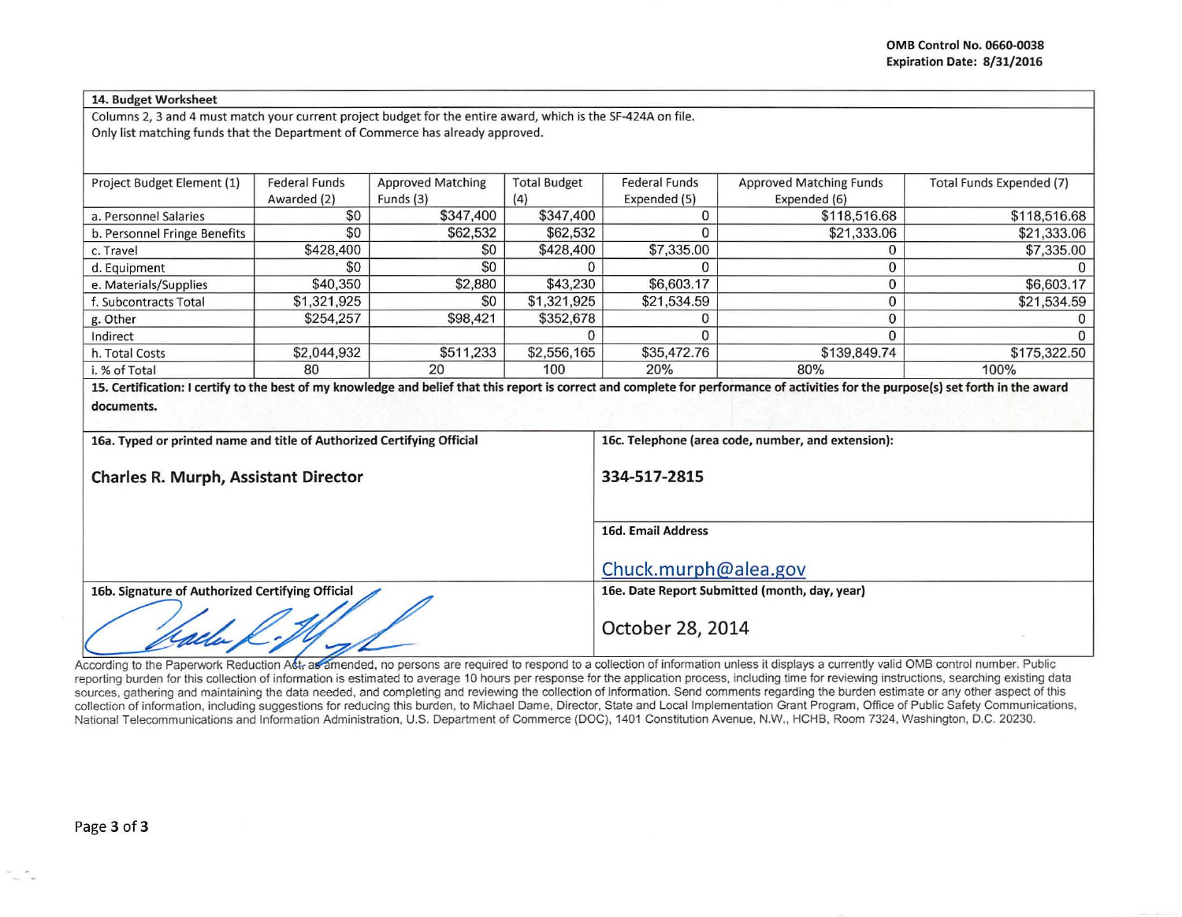OMB Control No. 0660-0038
Expiration Date: 8/31/2016

**14. Budget Worksheet**

Columns 2, 3 and 4 must match your current project budget for the entire award, which is the SF-424A on file.
Only list matching funds that the Department of Commerce has already approved.

| Project Budget Element (1) | Federal Funds Awarded (2) | Approved Matching Funds (3) | Total Budget (4) | Federal Funds Expended (5) | Approved Matching Funds Expended (6) | Total Funds Expended (7) |
|---|---|---|---|---|---|---|
| a. Personnel Salaries | $0 | $347,400 | $347,400 | 0 | $118,516.68 | $118,516.68 |
| b. Personnel Fringe Benefits | $0 | $62,532 | $62,532 | 0 | $21,333.06 | $21,333.06 |
| c. Travel | $428,400 | $0 | $428,400 | $7,335.00 | 0 | $7,335.00 |
| d. Equipment | $0 | $0 | 0 | 0 | 0 | 0 |
| e. Materials/Supplies | $40,350 | $2,880 | $43,230 | $6,603.17 | 0 | $6,603.17 |
| f. Subcontracts Total | $1,321,925 | $0 | $1,321,925 | $21,534.59 | 0 | $21,534.59 |
| g. Other | $254,257 | $98,421 | $352,678 | 0 | 0 | 0 |
| Indirect | | | 0 | 0 | 0 | 0 |
| h. Total Costs | $2,044,932 | $511,233 | $2,556,165 | $35,472.76 | $139,849.74 | $175,322.50 |
| i. % of Total | 80 | 20 | 100 | 20% | 80% | 100% |

**15. Certification: I certify to the best of my knowledge and belief that this report is correct and complete for performance of activities for the purpose(s) set forth in the award documents.**

**16a. Typed or printed name and title of Authorized Certifying Official**

**Charles R. Murph, Assistant Director**

**16b. Signature of Authorized Certifying Official**

**16c. Telephone (area code, number, and extension):**

**334-517-2815**

**16d. Email Address**

Chuck.murph@alea.gov

**16e. Date Report Submitted (month, day, year)**

October 28, 2014

According to the Paperwork Reduction Act, as amended, no persons are required to respond to a collection of information unless it displays a currently valid OMB control number. Public reporting burden for this collection of information is estimated to average 10 hours per response for the application process, including time for reviewing instructions, searching existing data sources, gathering and maintaining the data needed, and completing and reviewing the collection of information. Send comments regarding the burden estimate or any other aspect of this collection of information, including suggestions for reducing this burden, to Michael Dame, Director, State and Local Implementation Grant Program, Office of Public Safety Communications, National Telecommunications and Information Administration, U.S. Department of Commerce (DOC), 1401 Constitution Avenue, N.W., HCHB, Room 7324, Washington, D.C. 20230.